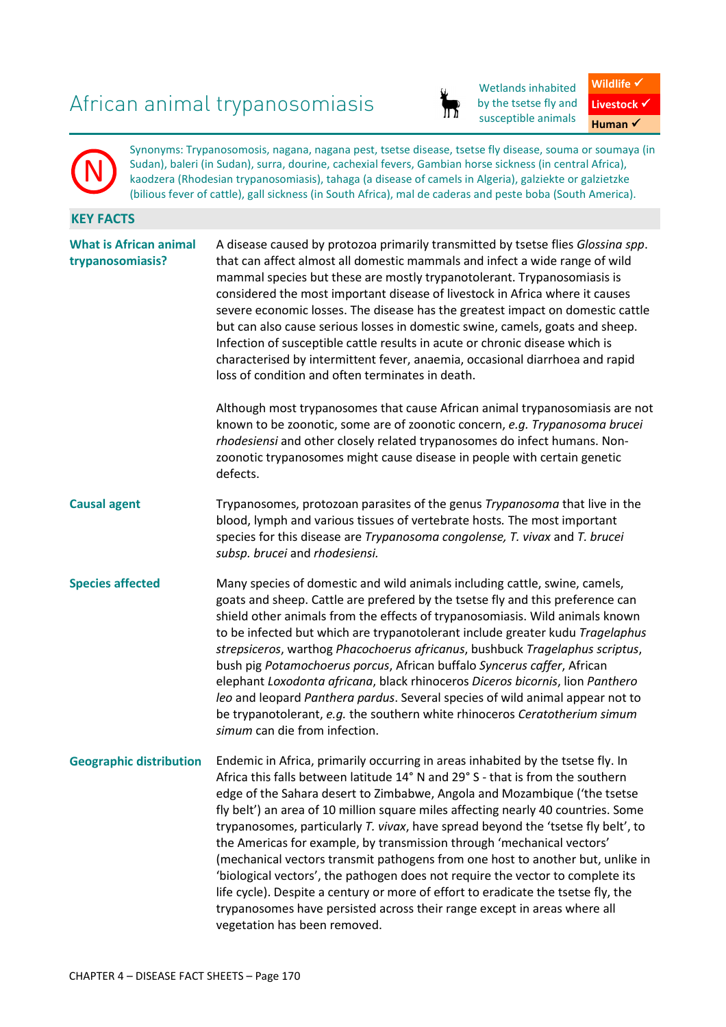# African animal trypanosomiasis

Wetlands inhabited by the tsetse fly and susceptible animals

**Wildlife ✓**
**Livestock ✓**
**Human ✓**

Synonyms: Trypanosomosis, nagana, nagana pest, tsetse disease, tsetse fly disease, souma or soumaya (in Sudan), baleri (in Sudan), surra, dourine, cachexial fevers, Gambian horse sickness (in central Africa), kaodzera (Rhodesian trypanosomiasis), tahaga (a disease of camels in Algeria), galziekte or galzietzke (bilious fever of cattle), gall sickness (in South Africa), mal de caderas and peste boba (South America).

## KEY FACTS

**What is African animal trypanosomiasis?**

A disease caused by protozoa primarily transmitted by tsetse flies *Glossina spp*. that can affect almost all domestic mammals and infect a wide range of wild mammal species but these are mostly trypanotolerant. Trypanosomiasis is considered the most important disease of livestock in Africa where it causes severe economic losses. The disease has the greatest impact on domestic cattle but can also cause serious losses in domestic swine, camels, goats and sheep. Infection of susceptible cattle results in acute or chronic disease which is characterised by intermittent fever, anaemia, occasional diarrhoea and rapid loss of condition and often terminates in death.

Although most trypanosomes that cause African animal trypanosomiasis are not known to be zoonotic, some are of zoonotic concern, *e.g. Trypanosoma brucei rhodesiensi* and other closely related trypanosomes do infect humans. Non-zoonotic trypanosomes might cause disease in people with certain genetic defects.

**Causal agent**

Trypanosomes, protozoan parasites of the genus *Trypanosoma* that live in the blood, lymph and various tissues of vertebrate hosts. The most important species for this disease are *Trypanosoma congolense, T. vivax* and *T. brucei subsp. brucei* and *rhodesiensi.*

**Species affected**

Many species of domestic and wild animals including cattle, swine, camels, goats and sheep. Cattle are prefered by the tsetse fly and this preference can shield other animals from the effects of trypanosomiasis. Wild animals known to be infected but which are trypanotolerant include greater kudu *Tragelaphus strepsiceros*, warthog *Phacochoerus africanus*, bushbuck *Tragelaphus scriptus*, bush pig *Potamochoerus porcus*, African buffalo *Syncerus caffer*, African elephant *Loxodonta africana*, black rhinoceros *Diceros bicornis*, lion *Panthero leo* and leopard *Panthera pardus*. Several species of wild animal appear not to be trypanotolerant, *e.g.* the southern white rhinoceros *Ceratotherium simum simum* can die from infection.

**Geographic distribution**

Endemic in Africa, primarily occurring in areas inhabited by the tsetse fly. In Africa this falls between latitude 14° N and 29° S - that is from the southern edge of the Sahara desert to Zimbabwe, Angola and Mozambique ('the tsetse fly belt') an area of 10 million square miles affecting nearly 40 countries. Some trypanosomes, particularly *T. vivax*, have spread beyond the 'tsetse fly belt', to the Americas for example, by transmission through 'mechanical vectors' (mechanical vectors transmit pathogens from one host to another but, unlike in 'biological vectors', the pathogen does not require the vector to complete its life cycle). Despite a century or more of effort to eradicate the tsetse fly, the trypanosomes have persisted across their range except in areas where all vegetation has been removed.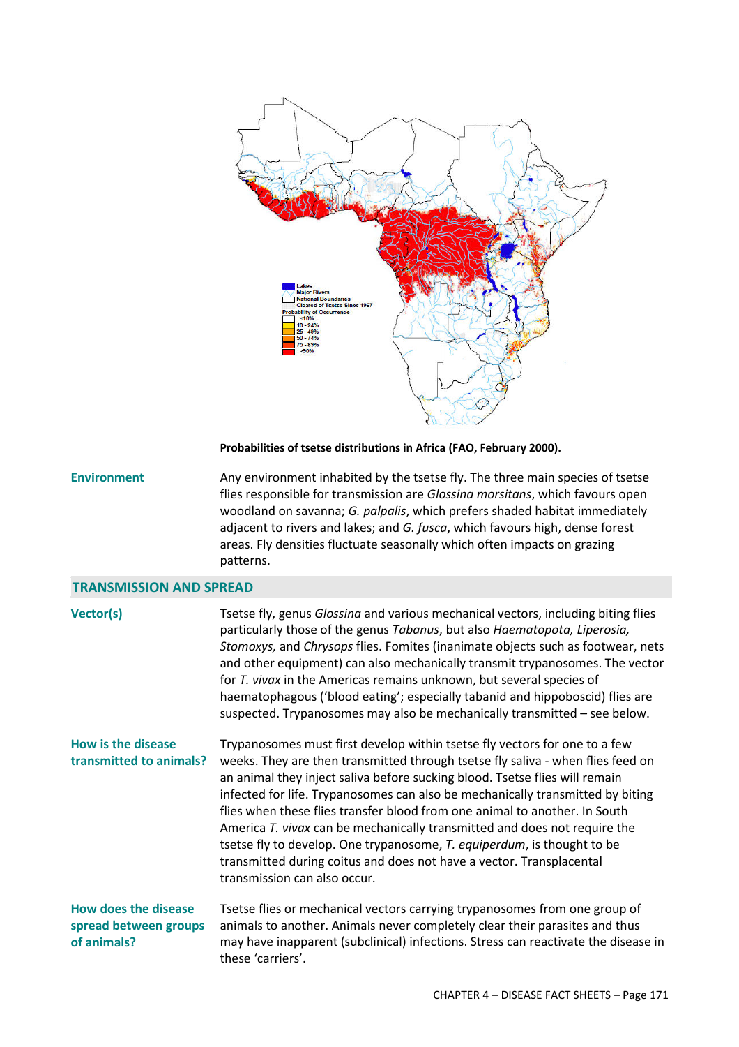**Probabilities of tsetse distributions in Africa (FAO, February 2000).**

**Environment**

Any environment inhabited by the tsetse fly. The three main species of tsetse flies responsible for transmission are *Glossina morsitans*, which favours open woodland on savanna; *G. palpalis*, which prefers shaded habitat immediately adjacent to rivers and lakes; and *G. fusca*, which favours high, dense forest areas. Fly densities fluctuate seasonally which often impacts on grazing patterns.

## TRANSMISSION AND SPREAD

**Vector(s)**

Tsetse fly, genus *Glossina* and various mechanical vectors, including biting flies particularly those of the genus *Tabanus*, but also *Haematopota, Liperosia, Stomoxys,* and *Chrysops* flies. Fomites (inanimate objects such as footwear, nets and other equipment) can also mechanically transmit trypanosomes. The vector for *T. vivax* in the Americas remains unknown, but several species of haematophagous ('blood eating'; especially tabanid and hippoboscid) flies are suspected. Trypanosomes may also be mechanically transmitted – see below.

**How is the disease transmitted to animals?**

Trypanosomes must first develop within tsetse fly vectors for one to a few weeks. They are then transmitted through tsetse fly saliva - when flies feed on an animal they inject saliva before sucking blood. Tsetse flies will remain infected for life. Trypanosomes can also be mechanically transmitted by biting flies when these flies transfer blood from one animal to another. In South America *T. vivax* can be mechanically transmitted and does not require the tsetse fly to develop. One trypanosome, *T. equiperdum*, is thought to be transmitted during coitus and does not have a vector. Transplacental transmission can also occur.

**How does the disease spread between groups of animals?**

Tsetse flies or mechanical vectors carrying trypanosomes from one group of animals to another. Animals never completely clear their parasites and thus may have inapparent (subclinical) infections. Stress can reactivate the disease in these 'carriers'.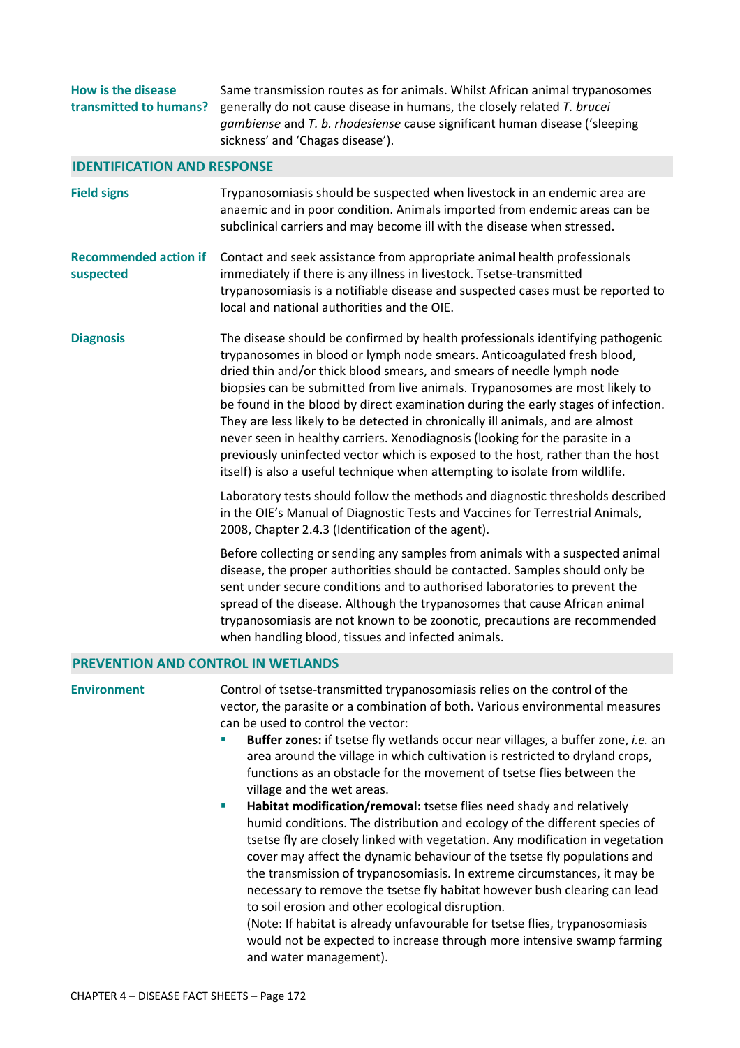**How is the disease transmitted to humans?**

Same transmission routes as for animals. Whilst African animal trypanosomes generally do not cause disease in humans, the closely related *T. brucei gambiense* and *T. b. rhodesiense* cause significant human disease ('sleeping sickness' and 'Chagas disease').

## IDENTIFICATION AND RESPONSE

**Field signs**

Trypanosomiasis should be suspected when livestock in an endemic area are anaemic and in poor condition. Animals imported from endemic areas can be subclinical carriers and may become ill with the disease when stressed.

**Recommended action if suspected**

Contact and seek assistance from appropriate animal health professionals immediately if there is any illness in livestock. Tsetse-transmitted trypanosomiasis is a notifiable disease and suspected cases must be reported to local and national authorities and the OIE.

**Diagnosis**

The disease should be confirmed by health professionals identifying pathogenic trypanosomes in blood or lymph node smears. Anticoagulated fresh blood, dried thin and/or thick blood smears, and smears of needle lymph node biopsies can be submitted from live animals. Trypanosomes are most likely to be found in the blood by direct examination during the early stages of infection. They are less likely to be detected in chronically ill animals, and are almost never seen in healthy carriers. Xenodiagnosis (looking for the parasite in a previously uninfected vector which is exposed to the host, rather than the host itself) is also a useful technique when attempting to isolate from wildlife.

Laboratory tests should follow the methods and diagnostic thresholds described in the OIE's Manual of Diagnostic Tests and Vaccines for Terrestrial Animals, 2008, Chapter 2.4.3 (Identification of the agent).

Before collecting or sending any samples from animals with a suspected animal disease, the proper authorities should be contacted. Samples should only be sent under secure conditions and to authorised laboratories to prevent the spread of the disease. Although the trypanosomes that cause African animal trypanosomiasis are not known to be zoonotic, precautions are recommended when handling blood, tissues and infected animals.

## PREVENTION AND CONTROL IN WETLANDS

**Environment**

Control of tsetse-transmitted trypanosomiasis relies on the control of the vector, the parasite or a combination of both. Various environmental measures can be used to control the vector:

- **Buffer zones:** if tsetse fly wetlands occur near villages, a buffer zone, *i.e.* an area around the village in which cultivation is restricted to dryland crops, functions as an obstacle for the movement of tsetse flies between the village and the wet areas.
- **Habitat modification/removal:** tsetse flies need shady and relatively humid conditions. The distribution and ecology of the different species of tsetse fly are closely linked with vegetation. Any modification in vegetation cover may affect the dynamic behaviour of the tsetse fly populations and the transmission of trypanosomiasis. In extreme circumstances, it may be necessary to remove the tsetse fly habitat however bush clearing can lead to soil erosion and other ecological disruption.
  (Note: If habitat is already unfavourable for tsetse flies, trypanosomiasis would not be expected to increase through more intensive swamp farming and water management).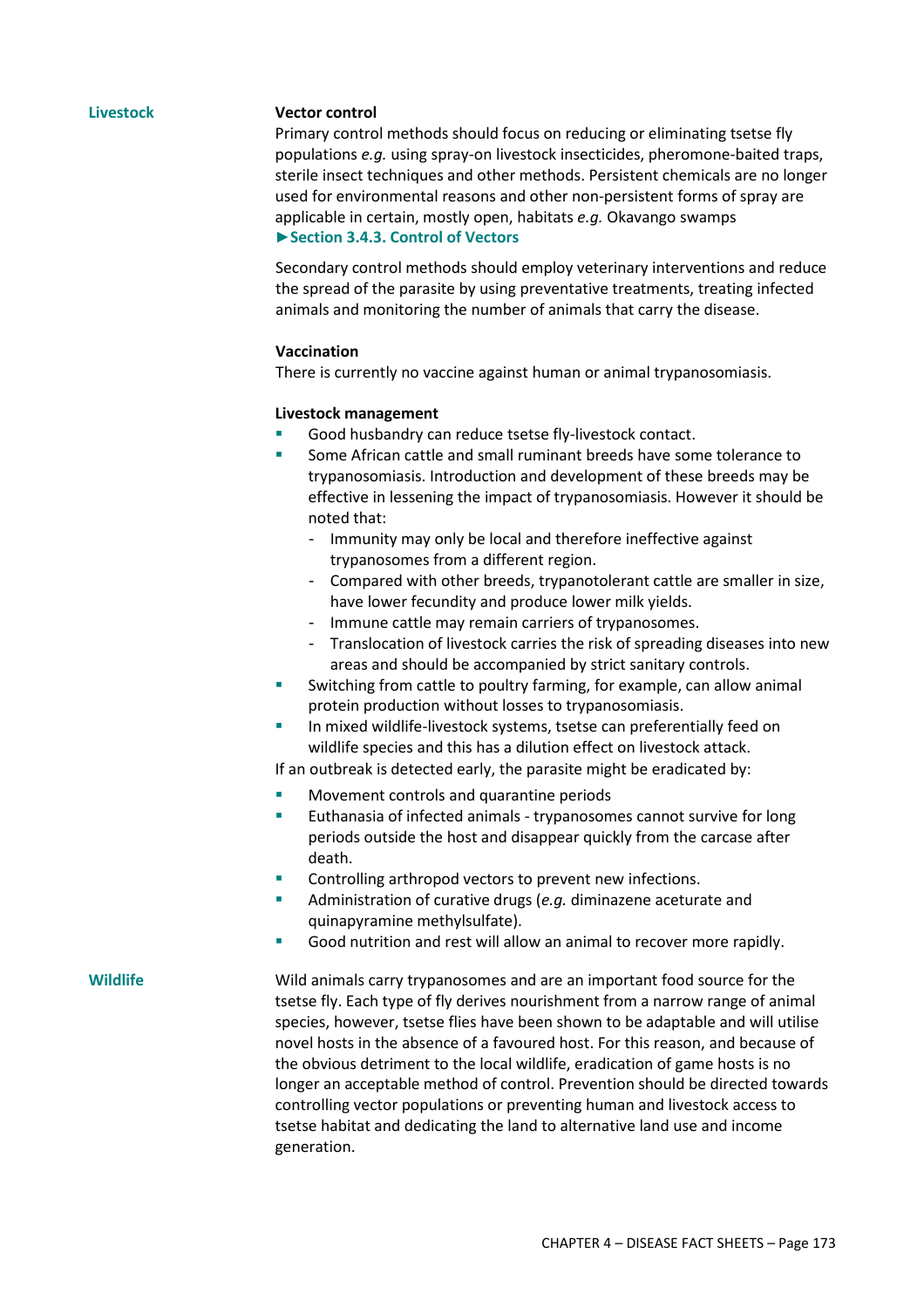### Livestock

**Vector control**

Primary control methods should focus on reducing or eliminating tsetse fly populations *e.g.* using spray-on livestock insecticides, pheromone-baited traps, sterile insect techniques and other methods. Persistent chemicals are no longer used for environmental reasons and other non-persistent forms of spray are applicable in certain, mostly open, habitats *e.g.* Okavango swamps
►**Section 3.4.3. Control of Vectors**

Secondary control methods should employ veterinary interventions and reduce the spread of the parasite by using preventative treatments, treating infected animals and monitoring the number of animals that carry the disease.

**Vaccination**

There is currently no vaccine against human or animal trypanosomiasis.

**Livestock management**

- Good husbandry can reduce tsetse fly-livestock contact.
- Some African cattle and small ruminant breeds have some tolerance to trypanosomiasis. Introduction and development of these breeds may be effective in lessening the impact of trypanosomiasis. However it should be noted that:
  - Immunity may only be local and therefore ineffective against trypanosomes from a different region.
  - Compared with other breeds, trypanotolerant cattle are smaller in size, have lower fecundity and produce lower milk yields.
  - Immune cattle may remain carriers of trypanosomes.
  - Translocation of livestock carries the risk of spreading diseases into new areas and should be accompanied by strict sanitary controls.
- Switching from cattle to poultry farming, for example, can allow animal protein production without losses to trypanosomiasis.
- In mixed wildlife-livestock systems, tsetse can preferentially feed on wildlife species and this has a dilution effect on livestock attack.

If an outbreak is detected early, the parasite might be eradicated by:

- Movement controls and quarantine periods
- Euthanasia of infected animals - trypanosomes cannot survive for long periods outside the host and disappear quickly from the carcase after death.
- Controlling arthropod vectors to prevent new infections.
- Administration of curative drugs (*e.g.* diminazene aceturate and quinapyramine methylsulfate).
- Good nutrition and rest will allow an animal to recover more rapidly.

### Wildlife

Wild animals carry trypanosomes and are an important food source for the tsetse fly. Each type of fly derives nourishment from a narrow range of animal species, however, tsetse flies have been shown to be adaptable and will utilise novel hosts in the absence of a favoured host. For this reason, and because of the obvious detriment to the local wildlife, eradication of game hosts is no longer an acceptable method of control. Prevention should be directed towards controlling vector populations or preventing human and livestock access to tsetse habitat and dedicating the land to alternative land use and income generation.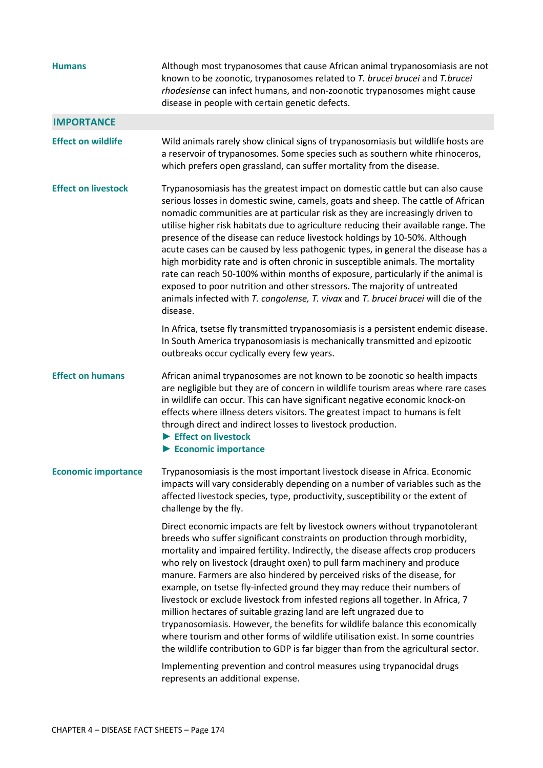**Humans**

Although most trypanosomes that cause African animal trypanosomiasis are not known to be zoonotic, trypanosomes related to *T. brucei brucei* and *T.brucei rhodesiense* can infect humans, and non-zoonotic trypanosomes might cause disease in people with certain genetic defects.

## IMPORTANCE

**Effect on wildlife**

Wild animals rarely show clinical signs of trypanosomiasis but wildlife hosts are a reservoir of trypanosomes. Some species such as southern white rhinoceros, which prefers open grassland, can suffer mortality from the disease.

**Effect on livestock**

Trypanosomiasis has the greatest impact on domestic cattle but can also cause serious losses in domestic swine, camels, goats and sheep. The cattle of African nomadic communities are at particular risk as they are increasingly driven to utilise higher risk habitats due to agriculture reducing their available range. The presence of the disease can reduce livestock holdings by 10-50%. Although acute cases can be caused by less pathogenic types, in general the disease has a high morbidity rate and is often chronic in susceptible animals. The mortality rate can reach 50-100% within months of exposure, particularly if the animal is exposed to poor nutrition and other stressors. The majority of untreated animals infected with *T. congolense, T. vivax* and *T. brucei brucei* will die of the disease.

In Africa, tsetse fly transmitted trypanosomiasis is a persistent endemic disease. In South America trypanosomiasis is mechanically transmitted and epizootic outbreaks occur cyclically every few years.

**Effect on humans**

African animal trypanosomes are not known to be zoonotic so health impacts are negligible but they are of concern in wildlife tourism areas where rare cases in wildlife can occur. This can have significant negative economic knock-on effects where illness deters visitors. The greatest impact to humans is felt through direct and indirect losses to livestock production.

► Effect on livestock
► Economic importance

**Economic importance**

Trypanosomiasis is the most important livestock disease in Africa. Economic impacts will vary considerably depending on a number of variables such as the affected livestock species, type, productivity, susceptibility or the extent of challenge by the fly.

Direct economic impacts are felt by livestock owners without trypanotolerant breeds who suffer significant constraints on production through morbidity, mortality and impaired fertility. Indirectly, the disease affects crop producers who rely on livestock (draught oxen) to pull farm machinery and produce manure. Farmers are also hindered by perceived risks of the disease, for example, on tsetse fly-infected ground they may reduce their numbers of livestock or exclude livestock from infested regions all together. In Africa, 7 million hectares of suitable grazing land are left ungrazed due to trypanosomiasis. However, the benefits for wildlife balance this economically where tourism and other forms of wildlife utilisation exist. In some countries the wildlife contribution to GDP is far bigger than from the agricultural sector.

Implementing prevention and control measures using trypanocidal drugs represents an additional expense.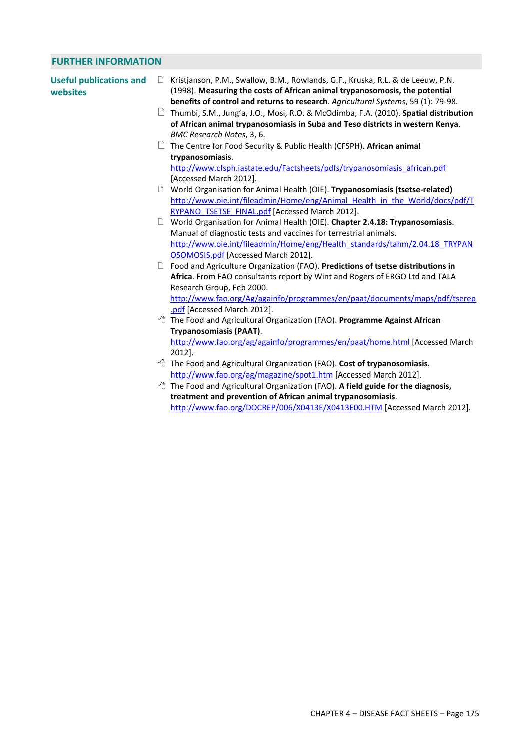## FURTHER INFORMATION

**Useful publications and websites**

- Kristjanson, P.M., Swallow, B.M., Rowlands, G.F., Kruska, R.L. & de Leeuw, P.N. (1998). **Measuring the costs of African animal trypanosomosis, the potential benefits of control and returns to research**. *Agricultural Systems*, 59 (1): 79-98.
- Thumbi, S.M., Jung'a, J.O., Mosi, R.O. & McOdimba, F.A. (2010). **Spatial distribution of African animal trypanosomiasis in Suba and Teso districts in western Kenya**. *BMC Research Notes*, 3, 6.
- The Centre for Food Security & Public Health (CFSPH). **African animal trypanosomiasis**. http://www.cfsph.iastate.edu/Factsheets/pdfs/trypanosomiasis_african.pdf [Accessed March 2012].
- World Organisation for Animal Health (OIE). **Trypanosomiasis (tsetse-related)** http://www.oie.int/fileadmin/Home/eng/Animal_Health_in_the_World/docs/pdf/TRYPANO_TSETSE_FINAL.pdf [Accessed March 2012].
- World Organisation for Animal Health (OIE). **Chapter 2.4.18: Trypanosomiasis**. Manual of diagnostic tests and vaccines for terrestrial animals. http://www.oie.int/fileadmin/Home/eng/Health_standards/tahm/2.04.18_TRYPANOSOMOSIS.pdf [Accessed March 2012].
- Food and Agriculture Organization (FAO). **Predictions of tsetse distributions in Africa**. From FAO consultants report by Wint and Rogers of ERGO Ltd and TALA Research Group, Feb 2000. http://www.fao.org/Ag/againfo/programmes/en/paat/documents/maps/pdf/tserep.pdf [Accessed March 2012].
- The Food and Agricultural Organization (FAO). **Programme Against African Trypanosomiasis (PAAT)**. http://www.fao.org/ag/againfo/programmes/en/paat/home.html [Accessed March 2012].
- The Food and Agricultural Organization (FAO). **Cost of trypanosomiasis**. http://www.fao.org/ag/magazine/spot1.htm [Accessed March 2012].
- The Food and Agricultural Organization (FAO). **A field guide for the diagnosis, treatment and prevention of African animal trypanosomiasis**. http://www.fao.org/DOCREP/006/X0413E/X0413E00.HTM [Accessed March 2012].